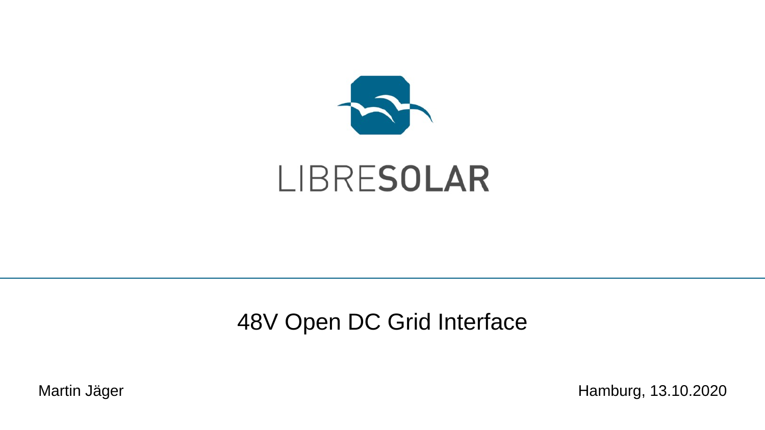LIBRESOLAR

# 48V Open DC Grid Interface

Martin Jäger

Hamburg, 13.10.2020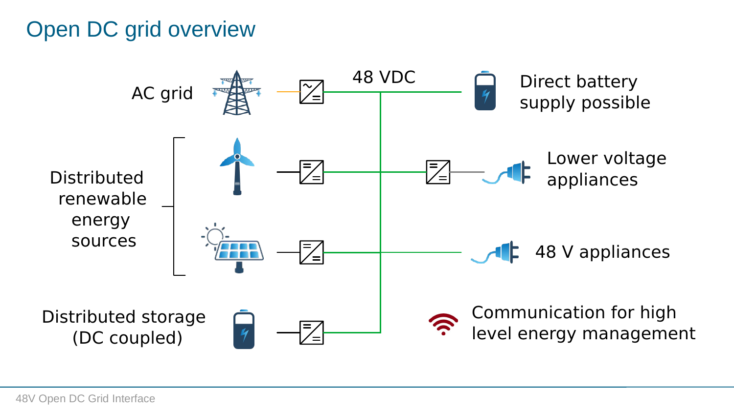# Open DC grid overview

AC grid

Distributed renewable energy sources

Distributed storage (DC coupled)

48 VDC

Direct battery supply possible

Lower voltage appliances

48 V appliances

Communication for high level energy management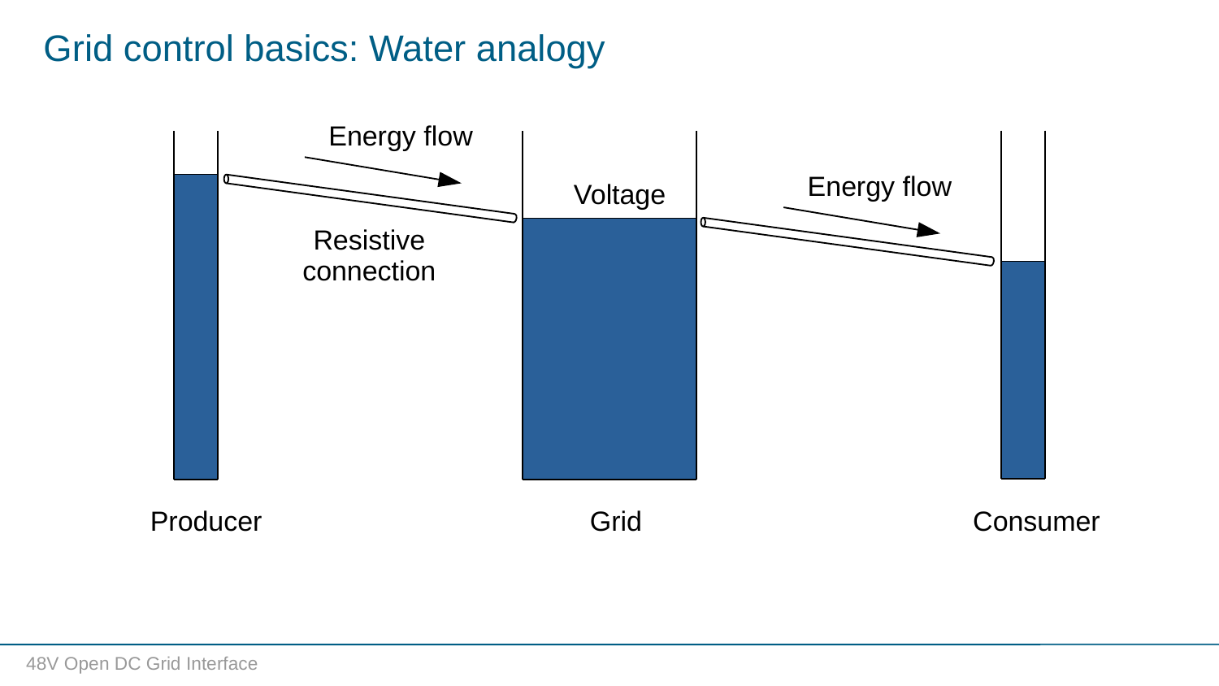# Grid control basics: Water analogy

Energy flow

Voltage

Energy flow

Resistive connection

Producer

Grid

Consumer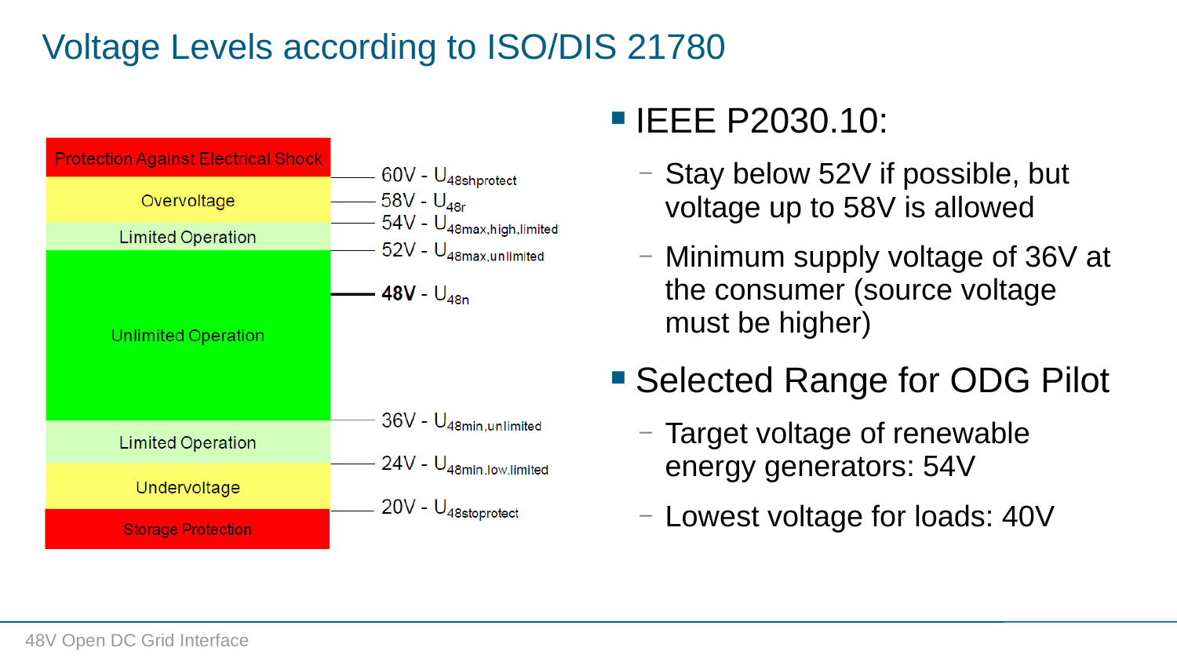# Voltage Levels according to ISO/DIS 21780

| Zone | Voltage level |
|---|---|
| Protection Against Electrical Shock | |
| | 60V - $U_{48shprotect}$ |
| Overvoltage | |
| | 58V - $U_{48r}$ |
| | 54V - $U_{48max,high,limited}$ |
| Limited Operation | |
| | 52V - $U_{48max,unlimited}$ |
| Unlimited Operation | **48V** - $U_{48n}$ |
| | 36V - $U_{48min,unlimited}$ |
| Limited Operation | |
| | 24V - $U_{48min,low,limited}$ |
| Undervoltage | |
| | 20V - $U_{48stoprotect}$ |
| Storage Protection | |

- IEEE P2030.10:
  - Stay below 52V if possible, but voltage up to 58V is allowed
  - Minimum supply voltage of 36V at the consumer (source voltage must be higher)
- Selected Range for ODG Pilot
  - Target voltage of renewable energy generators: 54V
  - Lowest voltage for loads: 40V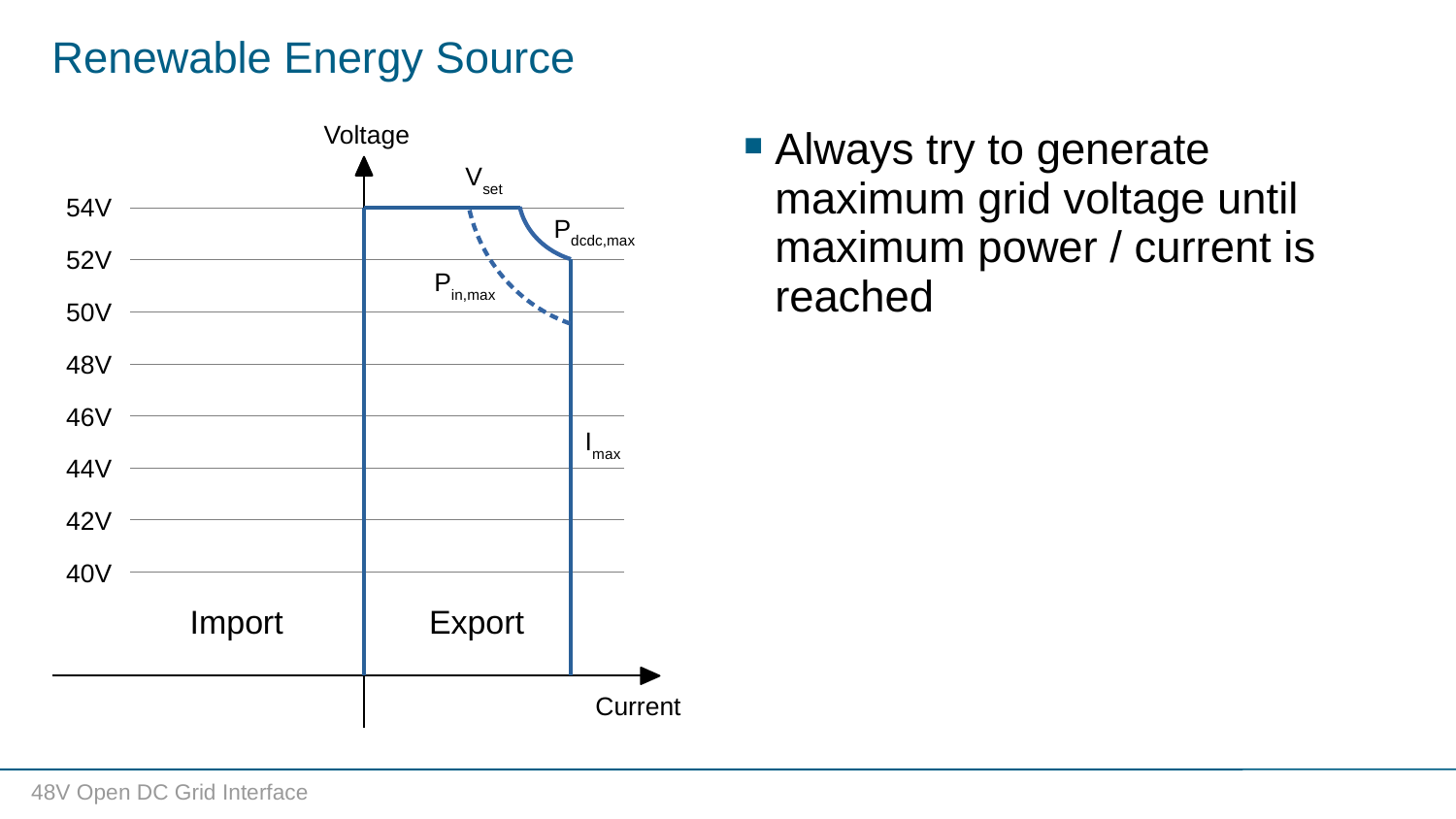# Renewable Energy Source

- Always try to generate maximum grid voltage until maximum power / current is reached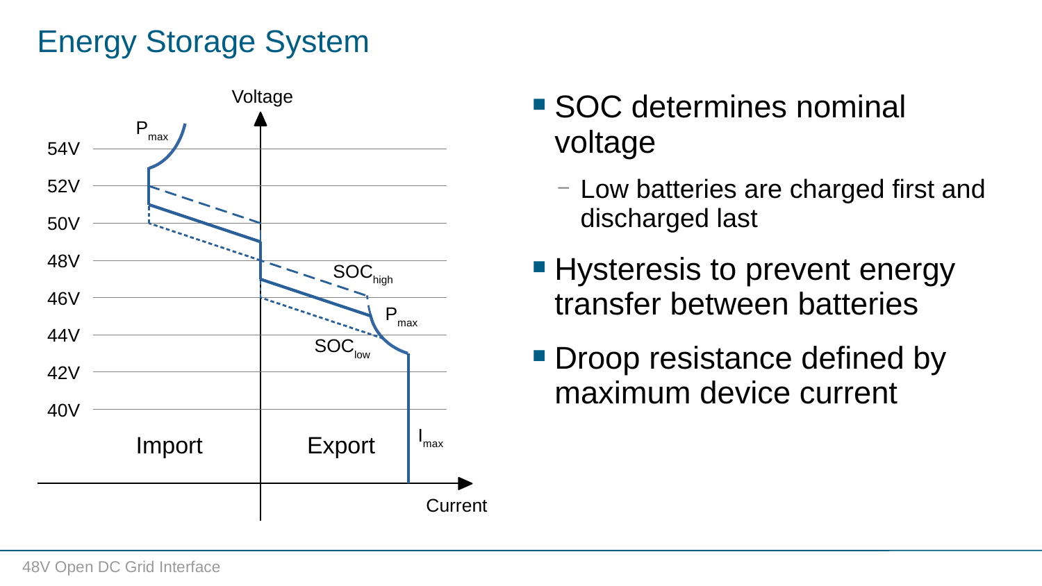# Energy Storage System

- SOC determines nominal voltage
  - Low batteries are charged first and discharged last
- Hysteresis to prevent energy transfer between batteries
- Droop resistance defined by maximum device current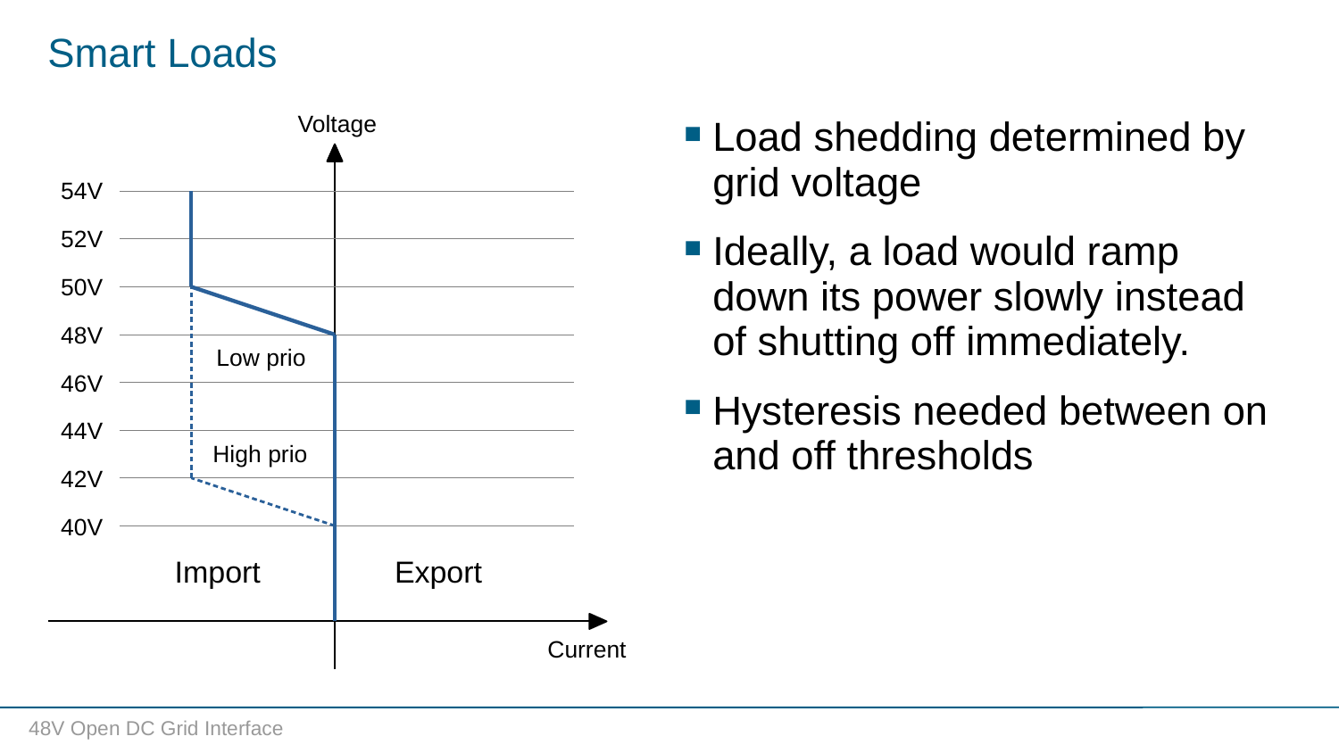# Smart Loads

Voltage

54V
52V
50V
48V
46V
44V
42V
40V

Low prio

High prio

Import

Export

Current

- Load shedding determined by grid voltage
- Ideally, a load would ramp down its power slowly instead of shutting off immediately.
- Hysteresis needed between on and off thresholds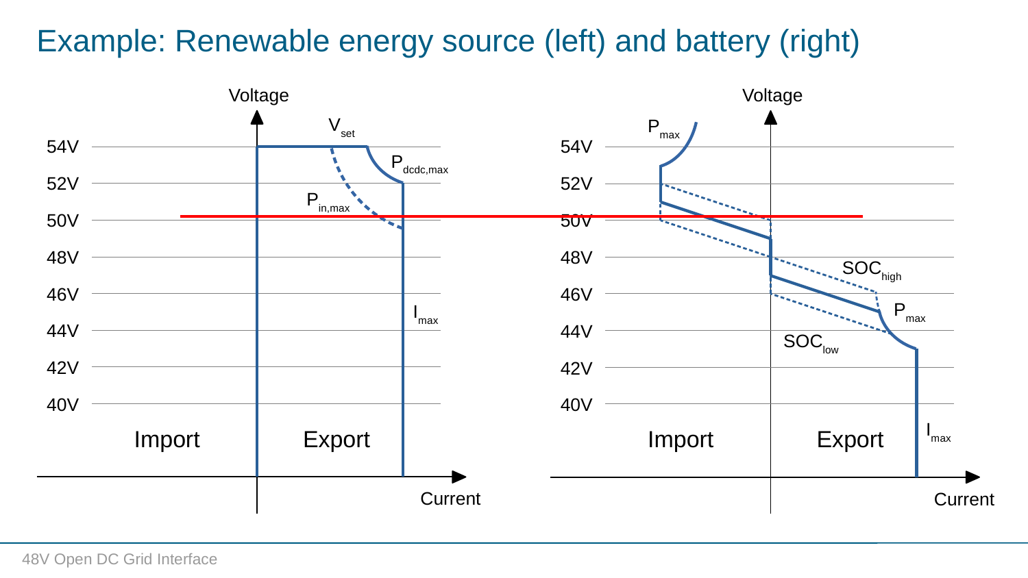# Example: Renewable energy source (left) and battery (right)

Voltage

54V

52V

50V

48V

46V

44V

42V

40V

$V_{set}$

$P_{dcdc,max}$

$P_{in,max}$

$I_{max}$

Import

Export

Current

Voltage

54V

52V

50V

48V

46V

44V

42V

40V

$P_{max}$

$SOC_{high}$

$P_{max}$

$SOC_{low}$

$I_{max}$

Import

Export

Current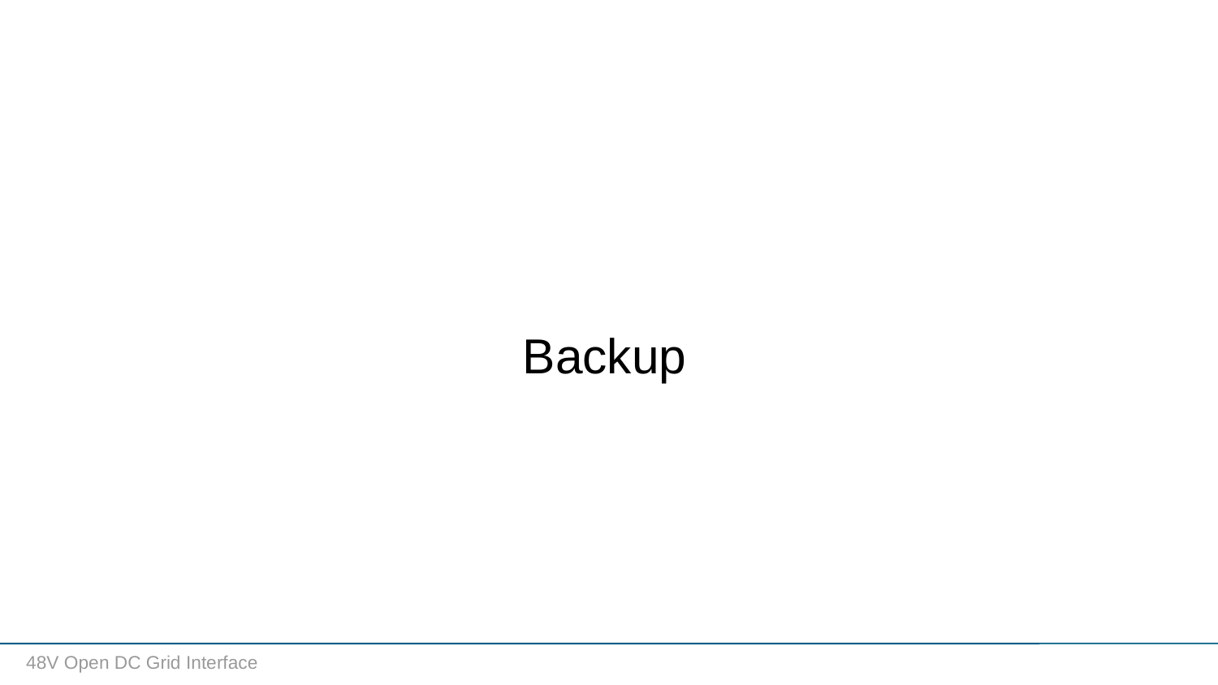# Backup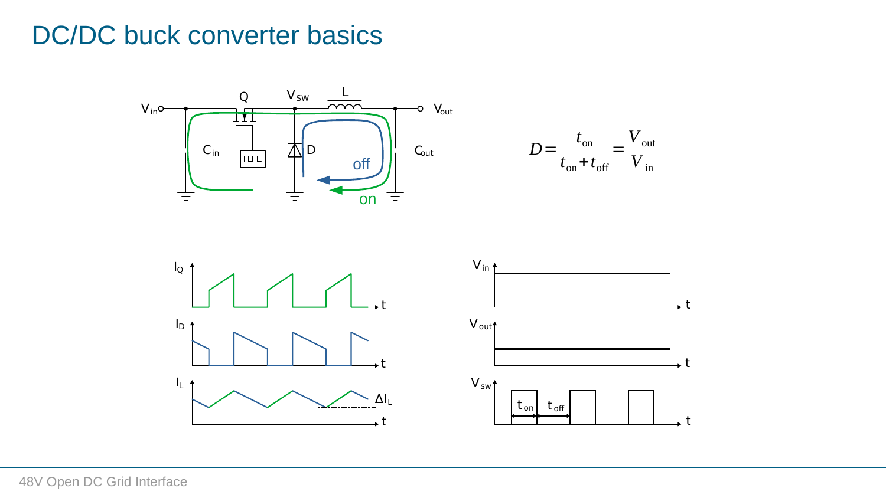# DC/DC buck converter basics

$$D = \frac{t_{on}}{t_{on} + t_{off}} = \frac{V_{out}}{V_{in}}$$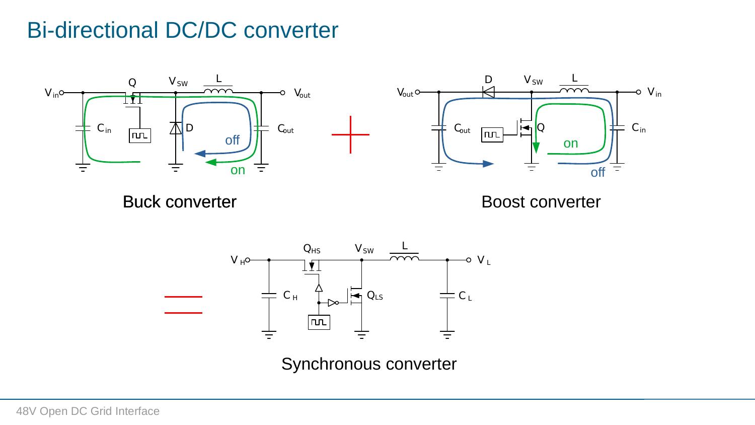# Bi-directional DC/DC converter

$V_{in}$ Q $V_{SW}$ L $V_{out}$

$C_{in}$ D $C_{out}$

off

on

Buck converter

$V_{out}$ D $V_{SW}$ L $V_{in}$

$C_{out}$ Q $C_{in}$

on

off

Boost converter

$V_H$ $Q_{HS}$ $V_{SW}$ L $V_L$

$C_H$ $Q_{LS}$ $C_L$

Synchronous converter